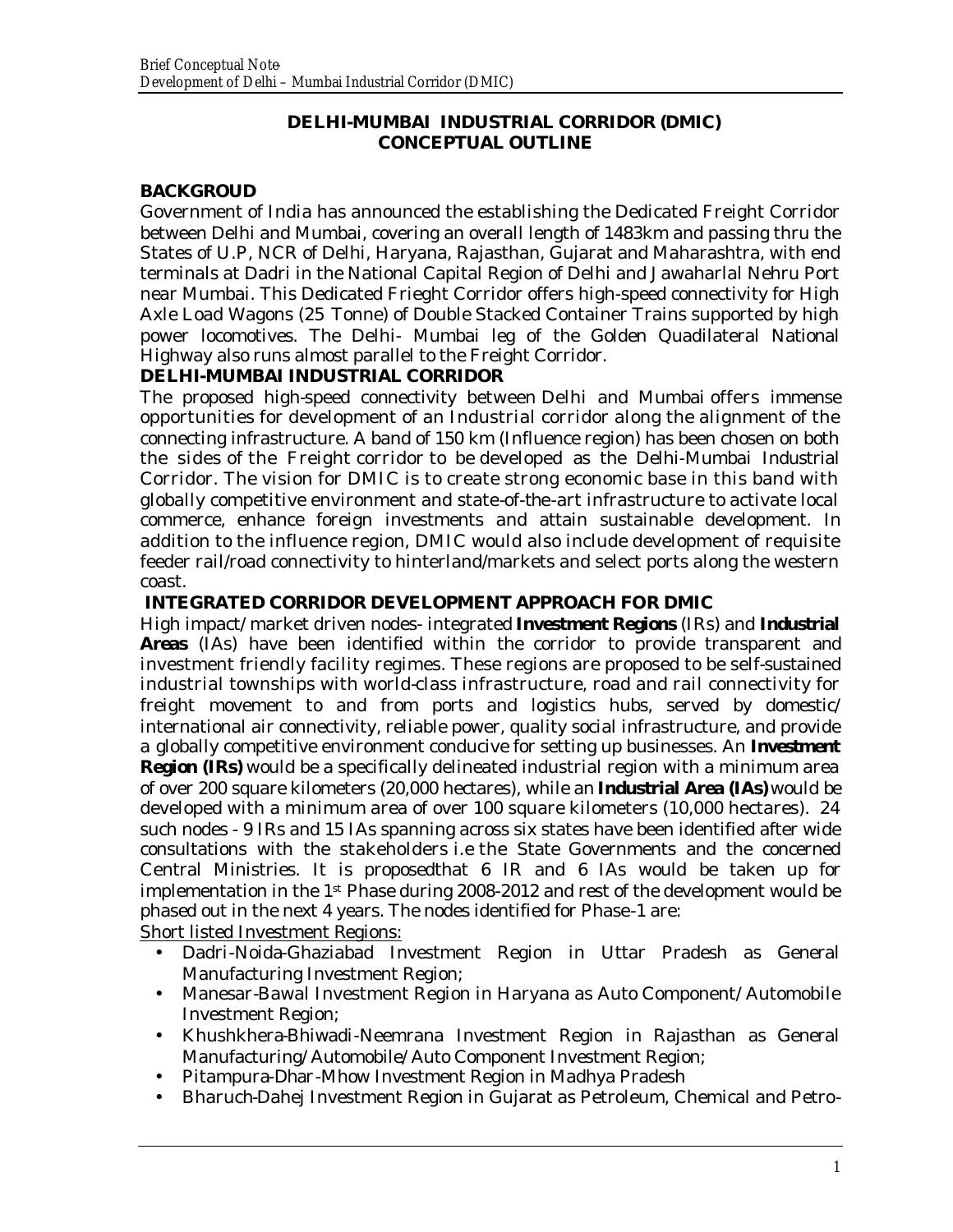## DELHI-MUMBAI INDUSTRIAL CORRIDOR (DMIC) CONCEPTUAL OUTLINE

### BACKGROUD

Government of India has announced the establishing the Dedicated Freight Corridor between Delhi and Mumbai, covering an overall length of 1483km and passing thru the States of U.P, NCR of Delhi, Haryana, Rajasthan, Gujarat and Maharashtra, with end terminals at Dadri in the National Capital Region of Delhi and Jawaharlal Nehru Port near Mumbai. This Dedicated Frieght Corridor offers high-speed connectivity for High Axle Load Wagons (25 Tonne) of Double Stacked Container Trains supported by high power locomotives. The Delhi- Mumbai leg of the Golden Quadilateral National Highway also runs almost parallel to the Freight Corridor.

### DELHI-MUMBAI INDUSTRIAL CORRIDOR

The proposed high-speed connectivity between Delhi and Mumbai offers immense opportunities for development of an Industrial corridor along the alignment of the connecting infrastructure. A band of 150 km (Influence region) has been chosen on both the sides of the Freight corridor to be developed as the Delhi-Mumbai Industrial Corridor. The vision for DMIC is to create strong economic base in this band with globally competitive environment and state-of-the-art infrastructure to activate local commerce, enhance foreign investments and attain sustainable development. In addition to the influence region, DMIC would also include development of requisite feeder rail/road connectivity to hinterland/markets and select ports along the western coast.

### INTEGRATED CORRIDOR DEVELOPMENT APPROACH FOR DMIC

High impact/market driven nodes- integrated **Investment Regions** (IRs) and **Industrial Areas** (IAs) have been identified within the corridor to provide transparent and investment friendly facility regimes. These regions are proposed to be self-sustained industrial townships with world-class infrastructure, road and rail connectivity for freight movement to and from ports and logistics hubs, served by domestic/ international air connectivity, reliable power, quality social infrastructure, and provide a globally competitive environment conducive for setting up businesses. An **Investment Region (IRs)** would be a specifically delineated industrial region with a minimum area of over 200 square kilometers (20,000 hectares), while an **Industrial Area (IAs)** would be developed with a minimum area of over 100 square kilometers (10,000 hectares). 24 such nodes - 9 IRs and 15 IAs spanning across six states have been identified after wide consultations with the stakeholders i.e the State Governments and the concerned Central Ministries. It is proposedthat 6 IR and 6 IAs would be taken up for implementation in the 1st Phase during 2008-2012 and rest of the development would be phased out in the next 4 years. The nodes identified for Phase-1 are:

Short listed Investment Regions:

- Dadri-Noida-Ghaziabad Investment Region in Uttar Pradesh as General Manufacturing Investment Region;
- Manesar-Bawal Investment Region in Haryana as Auto Component/Automobile Investment Region;
- Khushkhera-Bhiwadi-Neemrana Investment Region in Rajasthan as General Manufacturing/Automobile/Auto Component Investment Region;
- Pitampura-Dhar-Mhow Investment Region in Madhya Pradesh
- Bharuch-Dahej Investment Region in Gujarat as Petroleum, Chemical and Petro-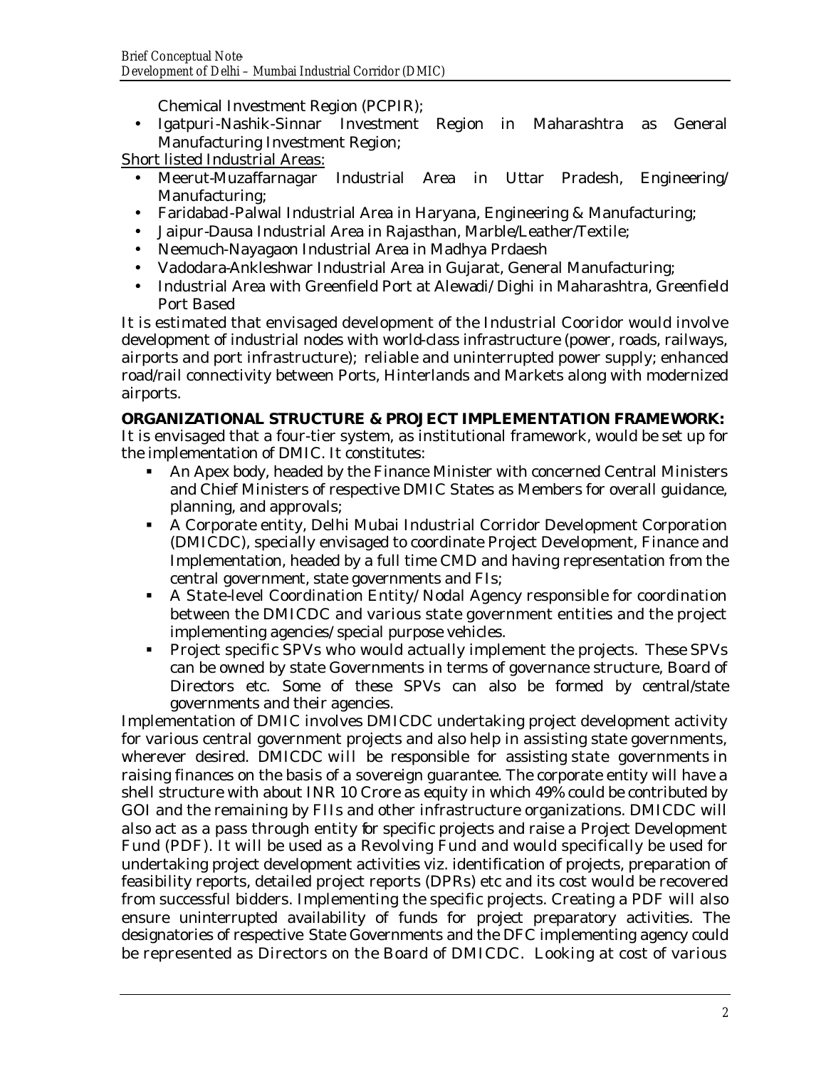Chemical Investment Region (PCPIR);

- Igatpuri-Nashik-Sinnar Investment Region in Maharashtra as General Manufacturing Investment Region;

Short listed Industrial Areas:

- Meerut-Muzaffarnagar Industrial Area in Uttar Pradesh, Engineering/ Manufacturing;
- Faridabad-Palwal Industrial Area in Haryana, Engineering & Manufacturing;
- Jaipur-Dausa Industrial Area in Rajasthan, Marble/Leather/Textile;
- Neemuch-Nayagaon Industrial Area in Madhya Prdaesh
- Vadodara-Ankleshwar Industrial Area in Gujarat, General Manufacturing;
- Industrial Area with Greenfield Port at Alewadi/Dighi in Maharashtra, Greenfield Port Based

It is estimated that envisaged development of the Industrial Cooridor would involve development of industrial nodes with world-class infrastructure (power, roads, railways, airports and port infrastructure); reliable and uninterrupted power supply; enhanced road/rail connectivity between Ports, Hinterlands and Markets along with modernized airports.

**ORGANIZATIONAL STRUCTURE & PROJECT IMPLEMENTATION FRAMEWORK:**

It is envisaged that a four-tier system, as institutional framework, would be set up for the implementation of DMIC. It constitutes:

- An Apex body, headed by the Finance Minister with concerned Central Ministers and Chief Ministers of respective DMIC States as Members for overall guidance, planning, and approvals;
- A Corporate entity, Delhi Mubai Industrial Corridor Development Corporation (DMICDC), specially envisaged to coordinate Project Development, Finance and Implementation, headed by a full time CMD and having representation from the central government, state governments and FIs;
- A State-level Coordination Entity/Nodal Agency responsible for coordination between the DMICDC and various state government entities and the project implementing agencies/special purpose vehicles.
- Project specific SPVs who would actually implement the projects. These SPVs can be owned by state Governments in terms of governance structure, Board of Directors etc. Some of these SPVs can also be formed by central/state governments and their agencies.

Implementation of DMIC involves DMICDC undertaking project development activity for various central government projects and also help in assisting state governments, wherever desired. DMICDC will be responsible for assisting state governments in raising finances on the basis of a sovereign guarantee. The corporate entity will have a shell structure with about INR 10 Crore as equity in which 49% could be contributed by GOI and the remaining by FIIs and other infrastructure organizations. DMICDC will also act as a pass through entity for specific projects and raise a Project Development Fund (PDF). It will be used as a Revolving Fund and would specifically be used for undertaking project development activities viz. identification of projects, preparation of feasibility reports, detailed project reports (DPRs) etc and its cost would be recovered from successful bidders. Implementing the specific projects. Creating a PDF will also ensure uninterrupted availability of funds for project preparatory activities. The designatories of respective State Governments and the DFC implementing agency could be represented as Directors on the Board of DMICDC. Looking at cost of various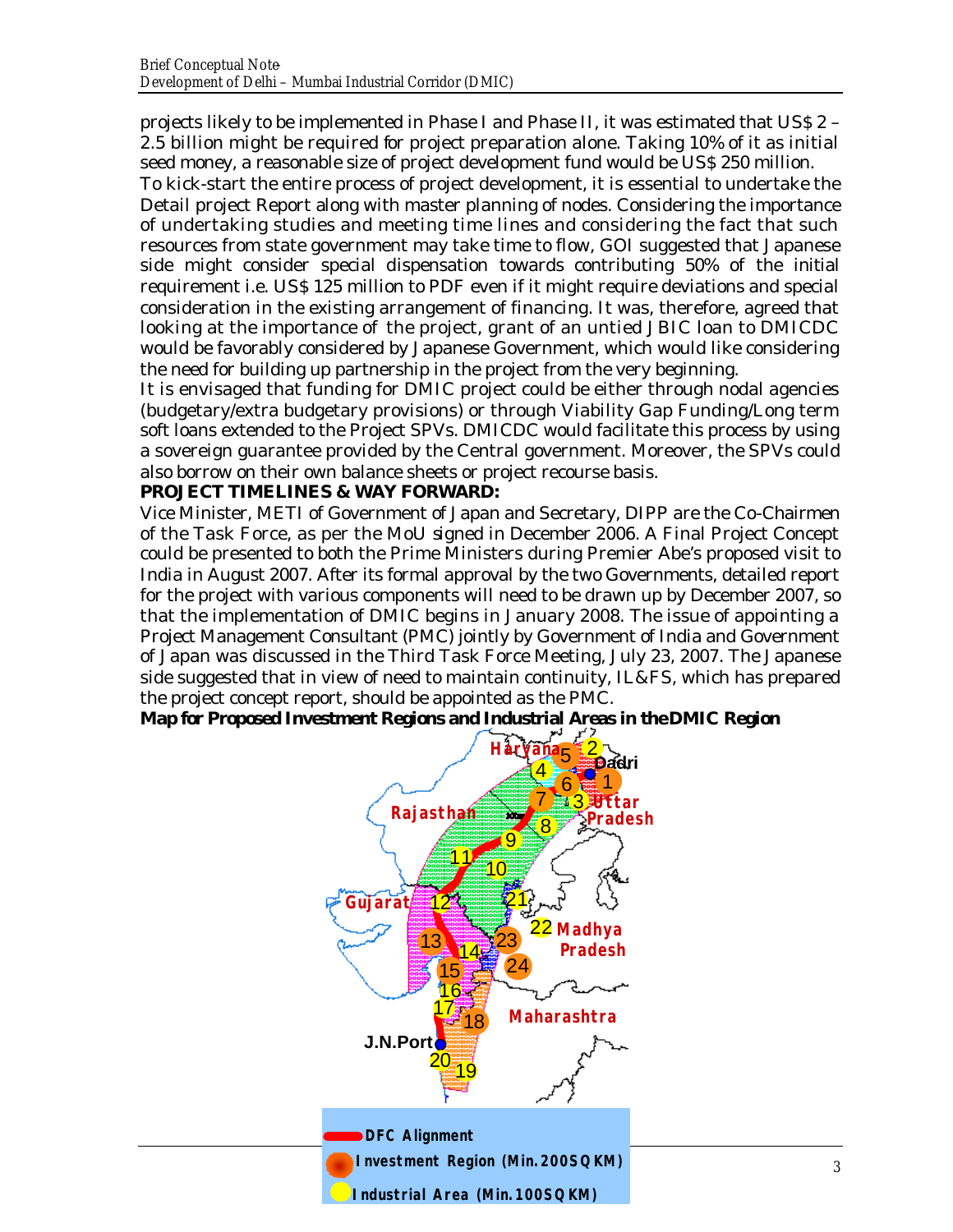projects likely to be implemented in Phase I and Phase II, it was estimated that US$ 2 – 2.5 billion might be required for project preparation alone. Taking 10% of it as initial seed money, a reasonable size of project development fund would be US$ 250 million.

To kick-start the entire process of project development, it is essential to undertake the Detail project Report along with master planning of nodes. Considering the importance of undertaking studies and meeting time lines and considering the fact that such resources from state government may take time to flow, GOI suggested that Japanese side might consider special dispensation towards contributing 50% of the initial requirement i.e. US$ 125 million to PDF even if it might require deviations and special consideration in the existing arrangement of financing. It was, therefore, agreed that looking at the importance of the project, grant of an untied JBIC loan to DMICDC would be favorably considered by Japanese Government, which would like considering the need for building up partnership in the project from the very beginning.

It is envisaged that funding for DMIC project could be either through nodal agencies (budgetary/extra budgetary provisions) or through Viability Gap Funding/Long term soft loans extended to the Project SPVs. DMICDC would facilitate this process by using a sovereign guarantee provided by the Central government. Moreover, the SPVs could also borrow on their own balance sheets or project recourse basis.

**PROJECT TIMELINES & WAY FORWARD:**

Vice Minister, METI of Government of Japan and Secretary, DIPP are the Co-Chairmen of the Task Force, as per the MoU signed in December 2006. A Final Project Concept could be presented to both the Prime Ministers during Premier Abe's proposed visit to India in August 2007. After its formal approval by the two Governments, detailed report for the project with various components will need to be drawn up by December 2007, so that the implementation of DMIC begins in January 2008. The issue of appointing a Project Management Consultant (PMC) jointly by Government of India and Government of Japan was discussed in the Third Task Force Meeting, July 23, 2007. The Japanese side suggested that in view of need to maintain continuity, IL&FS, which has prepared the project concept report, should be appointed as the PMC.

**Map for Proposed Investment Regions and Industrial Areas in the DMIC Region**

Haryana, Dadri, Uttar Pradesh, Rajasthan, Gujarat, Madhya Pradesh, Maharashtra, J.N.Port

- DFC Alignment
- Investment Region (Min. 200SQ KM)
- Industrial Area (Min. 100SQ KM)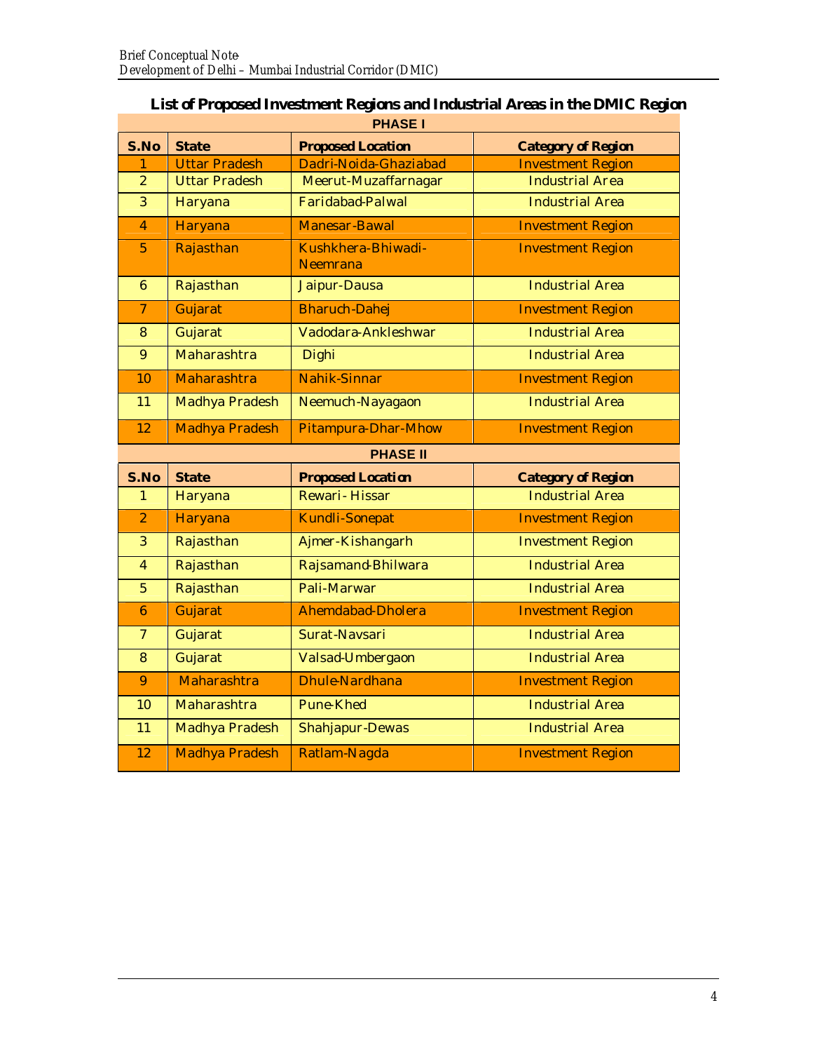## List of Proposed Investment Regions and Industrial Areas in the DMIC Region

| PHASE I | | | |
|---|---|---|---|
| **S.No** | **State** | **Proposed Location** | **Category of Region** |
| 1 | Uttar Pradesh | Dadri-Noida-Ghaziabad | Investment Region |
| 2 | Uttar Pradesh | Meerut-Muzaffarnagar | Industrial Area |
| 3 | Haryana | Faridabad-Palwal | Industrial Area |
| 4 | Haryana | Manesar-Bawal | Investment Region |
| 5 | Rajasthan | Kushkhera-Bhiwadi-Neemrana | Investment Region |
| 6 | Rajasthan | Jaipur-Dausa | Industrial Area |
| 7 | Gujarat | Bharuch-Dahej | Investment Region |
| 8 | Gujarat | Vadodara-Ankleshwar | Industrial Area |
| 9 | Maharashtra | Dighi | Industrial Area |
| 10 | Maharashtra | Nahik-Sinnar | Investment Region |
| 11 | Madhya Pradesh | Neemuch-Nayagaon | Industrial Area |
| 12 | Madhya Pradesh | Pitampura-Dhar-Mhow | Investment Region |
| **PHASE II** | | | |
| **S.No** | **State** | **Proposed Location** | **Category of Region** |
| 1 | Haryana | Rewari- Hissar | Industrial Area |
| 2 | Haryana | Kundli-Sonepat | Investment Region |
| 3 | Rajasthan | Ajmer-Kishangarh | Investment Region |
| 4 | Rajasthan | Rajsamand-Bhilwara | Industrial Area |
| 5 | Rajasthan | Pali-Marwar | Industrial Area |
| 6 | Gujarat | Ahemdabad-Dholera | Investment Region |
| 7 | Gujarat | Surat-Navsari | Industrial Area |
| 8 | Gujarat | Valsad-Umbergaon | Industrial Area |
| 9 | Maharashtra | Dhule-Nardhana | Investment Region |
| 10 | Maharashtra | Pune-Khed | Industrial Area |
| 11 | Madhya Pradesh | Shahjapur-Dewas | Industrial Area |
| 12 | Madhya Pradesh | Ratlam-Nagda | Investment Region |